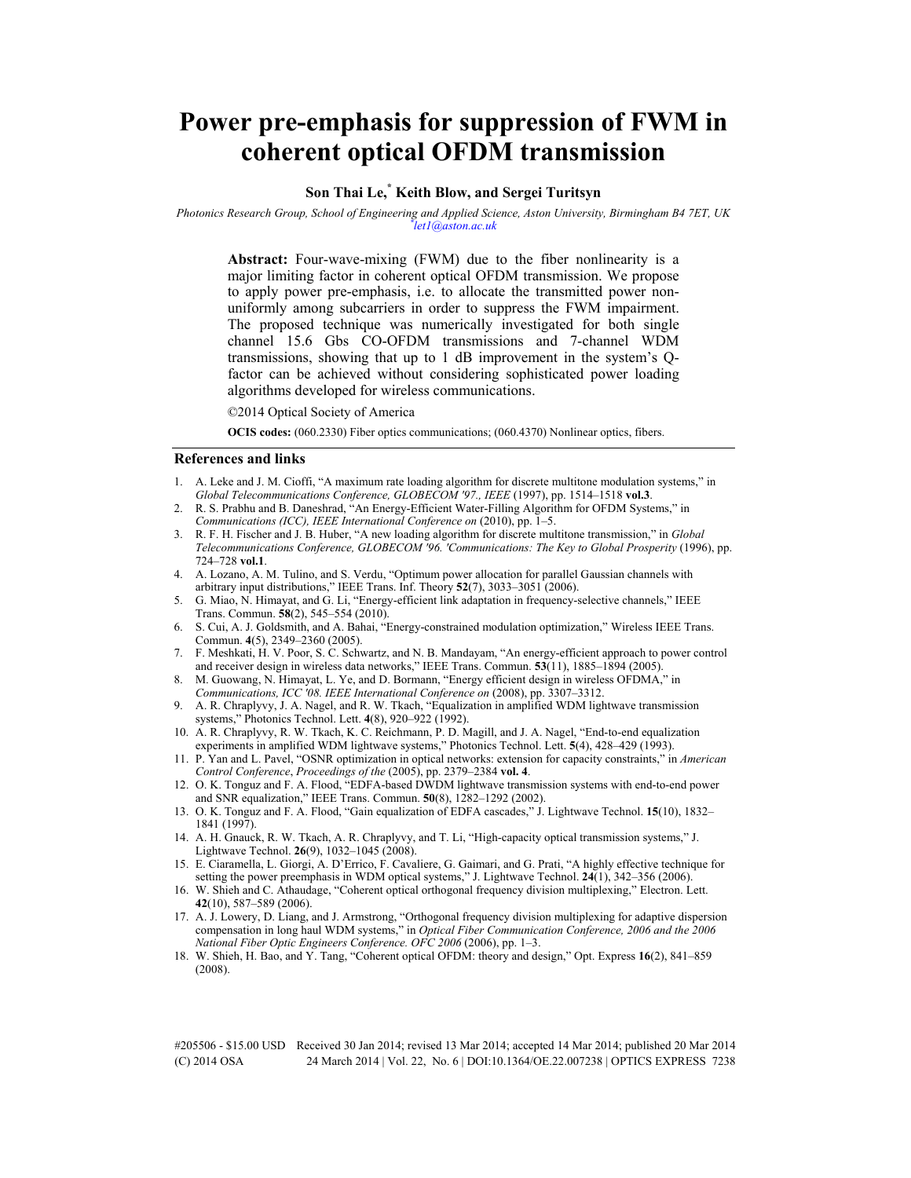# Power pre-emphasis for suppression of FWM in coherent optical OFDM transmission

**Son Thai Le,[*] Keith Blow, and Sergei Turitsyn**

*Photonics Research Group, School of Engineering and Applied Science, Aston University, Birmingham B4 7ET, UK*
*[*]let1@aston.ac.uk*

**Abstract:** Four-wave-mixing (FWM) due to the fiber nonlinearity is a major limiting factor in coherent optical OFDM transmission. We propose to apply power pre-emphasis, i.e. to allocate the transmitted power non-uniformly among subcarriers in order to suppress the FWM impairment. The proposed technique was numerically investigated for both single channel 15.6 Gbs CO-OFDM transmissions and 7-channel WDM transmissions, showing that up to 1 dB improvement in the system's Q-factor can be achieved without considering sophisticated power loading algorithms developed for wireless communications.

©2014 Optical Society of America

**OCIS codes:** (060.2330) Fiber optics communications; (060.4370) Nonlinear optics, fibers.

## References and links

1. A. Leke and J. M. Cioffi, "A maximum rate loading algorithm for discrete multitone modulation systems," in *Global Telecommunications Conference, GLOBECOM '97., IEEE* (1997), pp. 1514–1518 **vol.3**.
2. R. S. Prabhu and B. Daneshrad, "An Energy-Efficient Water-Filling Algorithm for OFDM Systems," in *Communications (ICC), IEEE International Conference on* (2010), pp. 1–5.
3. R. F. H. Fischer and J. B. Huber, "A new loading algorithm for discrete multitone transmission," in *Global Telecommunications Conference, GLOBECOM '96. 'Communications: The Key to Global Prosperity* (1996), pp. 724–728 **vol.1**.
4. A. Lozano, A. M. Tulino, and S. Verdu, "Optimum power allocation for parallel Gaussian channels with arbitrary input distributions," IEEE Trans. Inf. Theory **52**(7), 3033–3051 (2006).
5. G. Miao, N. Himayat, and G. Li, "Energy-efficient link adaptation in frequency-selective channels," IEEE Trans. Commun. **58**(2), 545–554 (2010).
6. S. Cui, A. J. Goldsmith, and A. Bahai, "Energy-constrained modulation optimization," Wireless IEEE Trans. Commun. **4**(5), 2349–2360 (2005).
7. F. Meshkati, H. V. Poor, S. C. Schwartz, and N. B. Mandayam, "An energy-efficient approach to power control and receiver design in wireless data networks," IEEE Trans. Commun. **53**(11), 1885–1894 (2005).
8. M. Guowang, N. Himayat, L. Ye, and D. Bormann, "Energy efficient design in wireless OFDMA," in *Communications, ICC '08. IEEE International Conference on* (2008), pp. 3307–3312.
9. A. R. Chraplyvy, J. A. Nagel, and R. W. Tkach, "Equalization in amplified WDM lightwave transmission systems," Photonics Technol. Lett. **4**(8), 920–922 (1992).
10. A. R. Chraplyvy, R. W. Tkach, K. C. Reichmann, P. D. Magill, and J. A. Nagel, "End-to-end equalization experiments in amplified WDM lightwave systems," Photonics Technol. Lett. **5**(4), 428–429 (1993).
11. P. Yan and L. Pavel, "OSNR optimization in optical networks: extension for capacity constraints," in *American Control Conference*, *Proceedings of the* (2005), pp. 2379–2384 **vol. 4**.
12. O. K. Tonguz and F. A. Flood, "EDFA-based DWDM lightwave transmission systems with end-to-end power and SNR equalization," IEEE Trans. Commun. **50**(8), 1282–1292 (2002).
13. O. K. Tonguz and F. A. Flood, "Gain equalization of EDFA cascades," J. Lightwave Technol. **15**(10), 1832–1841 (1997).
14. A. H. Gnauck, R. W. Tkach, A. R. Chraplyvy, and T. Li, "High-capacity optical transmission systems," J. Lightwave Technol. **26**(9), 1032–1045 (2008).
15. E. Ciaramella, L. Giorgi, A. D'Errico, F. Cavaliere, G. Gaimari, and G. Prati, "A highly effective technique for setting the power preemphasis in WDM optical systems," J. Lightwave Technol. **24**(1), 342–356 (2006).
16. W. Shieh and C. Athaudage, "Coherent optical orthogonal frequency division multiplexing," Electron. Lett. **42**(10), 587–589 (2006).
17. A. J. Lowery, D. Liang, and J. Armstrong, "Orthogonal frequency division multiplexing for adaptive dispersion compensation in long haul WDM systems," in *Optical Fiber Communication Conference, 2006 and the 2006 National Fiber Optic Engineers Conference. OFC 2006* (2006), pp. 1–3.
18. W. Shieh, H. Bao, and Y. Tang, "Coherent optical OFDM: theory and design," Opt. Express **16**(2), 841–859 (2008).

#205506 - $15.00 USD Received 30 Jan 2014; revised 13 Mar 2014; accepted 14 Mar 2014; published 20 Mar 2014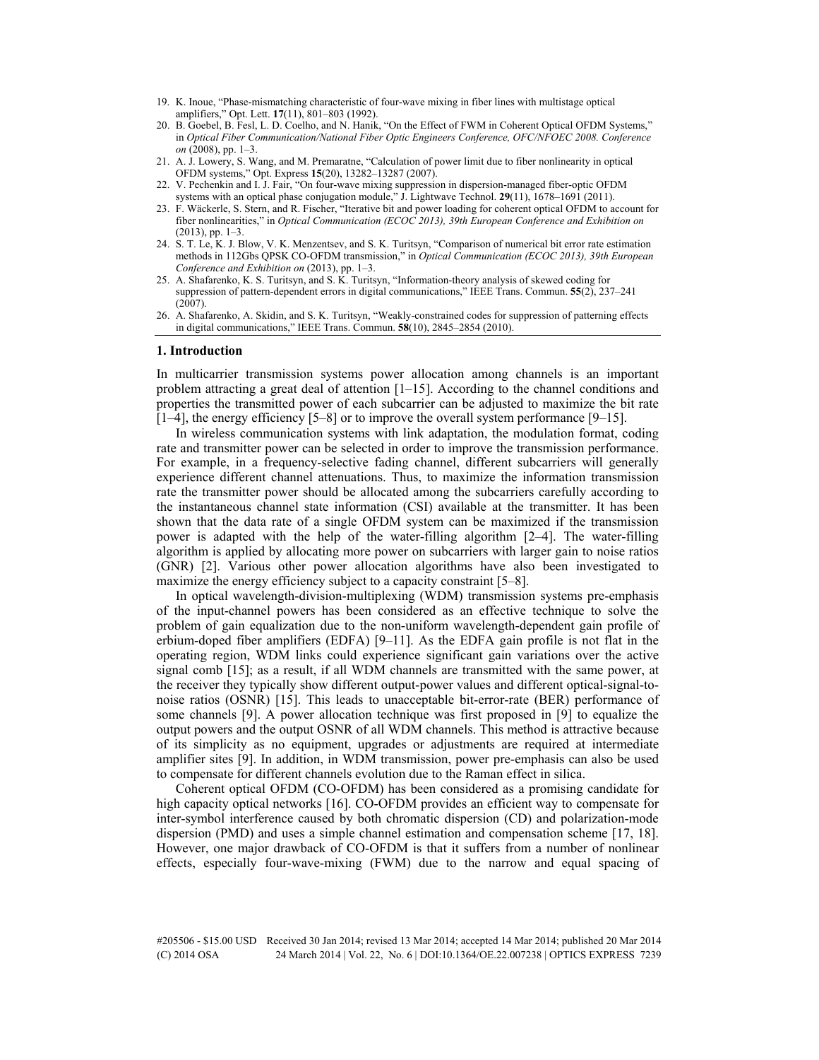19. K. Inoue, "Phase-mismatching characteristic of four-wave mixing in fiber lines with multistage optical amplifiers," Opt. Lett. **17**(11), 801–803 (1992).
20. B. Goebel, B. Fesl, L. D. Coelho, and N. Hanik, "On the Effect of FWM in Coherent Optical OFDM Systems," in *Optical Fiber Communication/National Fiber Optic Engineers Conference, OFC/NFOEC 2008. Conference on* (2008), pp. 1–3.
21. A. J. Lowery, S. Wang, and M. Premaratne, "Calculation of power limit due to fiber nonlinearity in optical OFDM systems," Opt. Express **15**(20), 13282–13287 (2007).
22. V. Pechenkin and I. J. Fair, "On four-wave mixing suppression in dispersion-managed fiber-optic OFDM systems with an optical phase conjugation module," J. Lightwave Technol. **29**(11), 1678–1691 (2011).
23. F. Wäckerle, S. Stern, and R. Fischer, "Iterative bit and power loading for coherent optical OFDM to account for fiber nonlinearities," in *Optical Communication (ECOC 2013), 39th European Conference and Exhibition on* (2013), pp. 1–3.
24. S. T. Le, K. J. Blow, V. K. Menzentsev, and S. K. Turitsyn, "Comparison of numerical bit error rate estimation methods in 112Gbs QPSK CO-OFDM transmission," in *Optical Communication (ECOC 2013), 39th European Conference and Exhibition on* (2013), pp. 1–3.
25. A. Shafarenko, K. S. Turitsyn, and S. K. Turitsyn, "Information-theory analysis of skewed coding for suppression of pattern-dependent errors in digital communications," IEEE Trans. Commun. **55**(2), 237–241 (2007).
26. A. Shafarenko, A. Skidin, and S. K. Turitsyn, "Weakly-constrained codes for suppression of patterning effects in digital communications," IEEE Trans. Commun. **58**(10), 2845–2854 (2010).

## 1. Introduction

In multicarrier transmission systems power allocation among channels is an important problem attracting a great deal of attention [1–15]. According to the channel conditions and properties the transmitted power of each subcarrier can be adjusted to maximize the bit rate [1–4], the energy efficiency [5–8] or to improve the overall system performance [9–15].

In wireless communication systems with link adaptation, the modulation format, coding rate and transmitter power can be selected in order to improve the transmission performance. For example, in a frequency-selective fading channel, different subcarriers will generally experience different channel attenuations. Thus, to maximize the information transmission rate the transmitter power should be allocated among the subcarriers carefully according to the instantaneous channel state information (CSI) available at the transmitter. It has been shown that the data rate of a single OFDM system can be maximized if the transmission power is adapted with the help of the water-filling algorithm [2–4]. The water-filling algorithm is applied by allocating more power on subcarriers with larger gain to noise ratios (GNR) [2]. Various other power allocation algorithms have also been investigated to maximize the energy efficiency subject to a capacity constraint [5–8].

In optical wavelength-division-multiplexing (WDM) transmission systems pre-emphasis of the input-channel powers has been considered as an effective technique to solve the problem of gain equalization due to the non-uniform wavelength-dependent gain profile of erbium-doped fiber amplifiers (EDFA) [9–11]. As the EDFA gain profile is not flat in the operating region, WDM links could experience significant gain variations over the active signal comb [15]; as a result, if all WDM channels are transmitted with the same power, at the receiver they typically show different output-power values and different optical-signal-to-noise ratios (OSNR) [15]. This leads to unacceptable bit-error-rate (BER) performance of some channels [9]. A power allocation technique was first proposed in [9] to equalize the output powers and the output OSNR of all WDM channels. This method is attractive because of its simplicity as no equipment, upgrades or adjustments are required at intermediate amplifier sites [9]. In addition, in WDM transmission, power pre-emphasis can also be used to compensate for different channels evolution due to the Raman effect in silica.

Coherent optical OFDM (CO-OFDM) has been considered as a promising candidate for high capacity optical networks [16]. CO-OFDM provides an efficient way to compensate for inter-symbol interference caused by both chromatic dispersion (CD) and polarization-mode dispersion (PMD) and uses a simple channel estimation and compensation scheme [17, 18]. However, one major drawback of CO-OFDM is that it suffers from a number of nonlinear effects, especially four-wave-mixing (FWM) due to the narrow and equal spacing of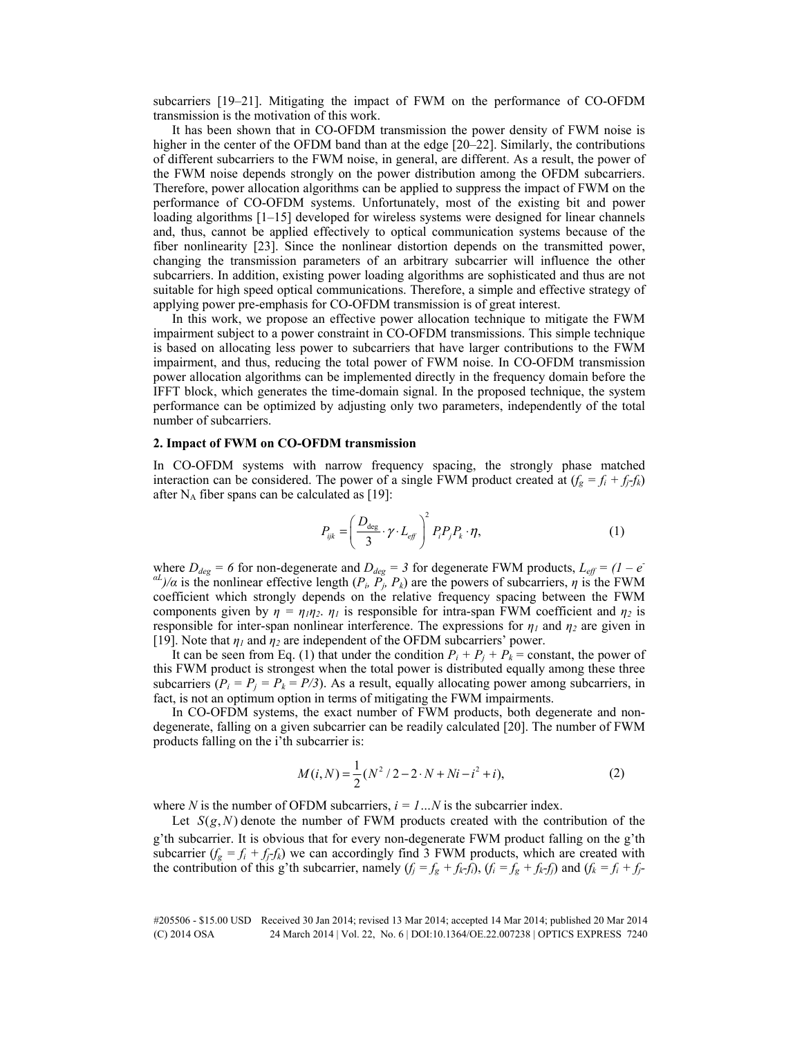subcarriers [19–21]. Mitigating the impact of FWM on the performance of CO-OFDM transmission is the motivation of this work.

It has been shown that in CO-OFDM transmission the power density of FWM noise is higher in the center of the OFDM band than at the edge [20–22]. Similarly, the contributions of different subcarriers to the FWM noise, in general, are different. As a result, the power of the FWM noise depends strongly on the power distribution among the OFDM subcarriers. Therefore, power allocation algorithms can be applied to suppress the impact of FWM on the performance of CO-OFDM systems. Unfortunately, most of the existing bit and power loading algorithms [1–15] developed for wireless systems were designed for linear channels and, thus, cannot be applied effectively to optical communication systems because of the fiber nonlinearity [23]. Since the nonlinear distortion depends on the transmitted power, changing the transmission parameters of an arbitrary subcarrier will influence the other subcarriers. In addition, existing power loading algorithms are sophisticated and thus are not suitable for high speed optical communications. Therefore, a simple and effective strategy of applying power pre-emphasis for CO-OFDM transmission is of great interest.

In this work, we propose an effective power allocation technique to mitigate the FWM impairment subject to a power constraint in CO-OFDM transmissions. This simple technique is based on allocating less power to subcarriers that have larger contributions to the FWM impairment, and thus, reducing the total power of FWM noise. In CO-OFDM transmission power allocation algorithms can be implemented directly in the frequency domain before the IFFT block, which generates the time-domain signal. In the proposed technique, the system performance can be optimized by adjusting only two parameters, independently of the total number of subcarriers.

## 2. Impact of FWM on CO-OFDM transmission

In CO-OFDM systems with narrow frequency spacing, the strongly phase matched interaction can be considered. The power of a single FWM product created at ($f_g = f_i + f_j - f_k$) after $N_A$ fiber spans can be calculated as [19]:

$$P_{ijk} = \left( \frac{D_{deg}}{3} \cdot \gamma \cdot L_{eff} \right)^2 P_i P_j P_k \cdot \eta, \tag{1}$$

where $D_{deg} = 6$ for non-degenerate and $D_{deg} = 3$ for degenerate FWM products, $L_{eff} = (1 - e^{-\alpha L})/\alpha$ is the nonlinear effective length ($P_i$, $P_j$, $P_k$) are the powers of subcarriers, $\eta$ is the FWM coefficient which strongly depends on the relative frequency spacing between the FWM components given by $\eta = \eta_1 \eta_2$. $\eta_1$ is responsible for intra-span FWM coefficient and $\eta_2$ is responsible for inter-span nonlinear interference. The expressions for $\eta_1$ and $\eta_2$ are given in [19]. Note that $\eta_1$ and $\eta_2$ are independent of the OFDM subcarriers' power.

It can be seen from Eq. (1) that under the condition $P_i + P_j + P_k$ = constant, the power of this FWM product is strongest when the total power is distributed equally among these three subcarriers ($P_i = P_j = P_k = P/3$). As a result, equally allocating power among subcarriers, in fact, is not an optimum option in terms of mitigating the FWM impairments.

In CO-OFDM systems, the exact number of FWM products, both degenerate and non-degenerate, falling on a given subcarrier can be readily calculated [20]. The number of FWM products falling on the i'th subcarrier is:

$$M(i, N) = \frac{1}{2}(N^2/2 - 2 \cdot N + Ni - i^2 + i), \tag{2}$$

where $N$ is the number of OFDM subcarriers, $i = 1 \ldots N$ is the subcarrier index.

Let $S(g, N)$ denote the number of FWM products created with the contribution of the g'th subcarrier. It is obvious that for every non-degenerate FWM product falling on the g'th subcarrier ($f_g = f_i + f_j - f_k$) we can accordingly find 3 FWM products, which are created with the contribution of this g'th subcarrier, namely ($f_j = f_g + f_k - f_i$), ($f_i = f_g + f_k - f_j$) and ($f_k = f_i + f_j -$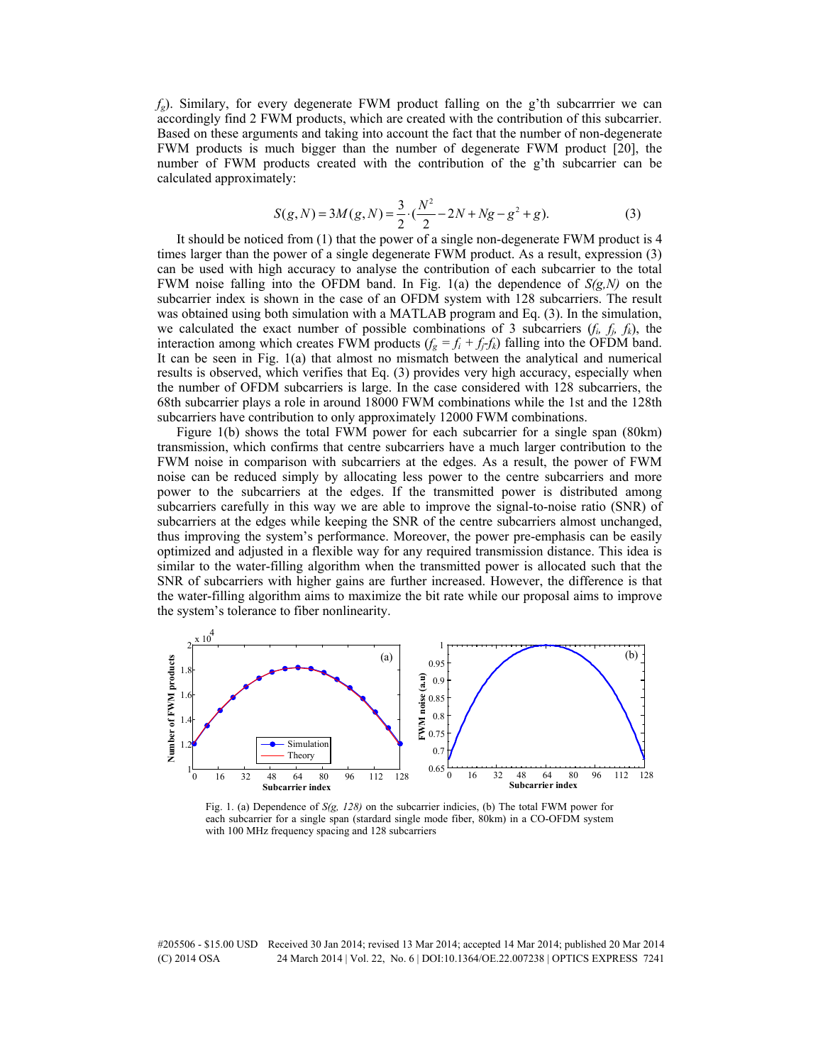$f_g$). Similary, for every degenerate FWM product falling on the g'th subcarrrier we can accordingly find 2 FWM products, which are created with the contribution of this subcarrier. Based on these arguments and taking into account the fact that the number of non-degenerate FWM products is much bigger than the number of degenerate FWM product [20], the number of FWM products created with the contribution of the g'th subcarrier can be calculated approximately:

$$S(g,N)=3M(g,N)=\frac{3}{2}\cdot\left(\frac{N^2}{2}-2N+Ng-g^2+g\right). \tag{3}$$

It should be noticed from (1) that the power of a single non-degenerate FWM product is 4 times larger than the power of a single degenerate FWM product. As a result, expression (3) can be used with high accuracy to analyse the contribution of each subcarrier to the total FWM noise falling into the OFDM band. In Fig. 1(a) the dependence of $S(g,N)$ on the subcarrier index is shown in the case of an OFDM system with 128 subcarriers. The result was obtained using both simulation with a MATLAB program and Eq. (3). In the simulation, we calculated the exact number of possible combinations of 3 subcarriers ($f_i$, $f_j$, $f_k$), the interaction among which creates FWM products ($f_g = f_i + f_j - f_k$) falling into the OFDM band. It can be seen in Fig. 1(a) that almost no mismatch between the analytical and numerical results is observed, which verifies that Eq. (3) provides very high accuracy, especially when the number of OFDM subcarriers is large. In the case considered with 128 subcarriers, the 68th subcarrier plays a role in around 18000 FWM combinations while the 1st and the 128th subcarriers have contribution to only approximately 12000 FWM combinations.

Figure 1(b) shows the total FWM power for each subcarrier for a single span (80km) transmission, which confirms that centre subcarriers have a much larger contribution to the FWM noise in comparison with subcarriers at the edges. As a result, the power of FWM noise can be reduced simply by allocating less power to the centre subcarriers and more power to the subcarriers at the edges. If the transmitted power is distributed among subcarriers carefully in this way we are able to improve the signal-to-noise ratio (SNR) of subcarriers at the edges while keeping the SNR of the centre subcarriers almost unchanged, thus improving the system's performance. Moreover, the power pre-emphasis can be easily optimized and adjusted in a flexible way for any required transmission distance. This idea is similar to the water-filling algorithm when the transmitted power is allocated such that the SNR of subcarriers with higher gains are further increased. However, the difference is that the water-filling algorithm aims to maximize the bit rate while our proposal aims to improve the system's tolerance to fiber nonlinearity.

Fig. 1. (a) Dependence of $S(g, 128)$ on the subcarrier indicies, (b) The total FWM power for each subcarrier for a single span (standard single mode fiber, 80km) in a CO-OFDM system with 100 MHz frequency spacing and 128 subcarriers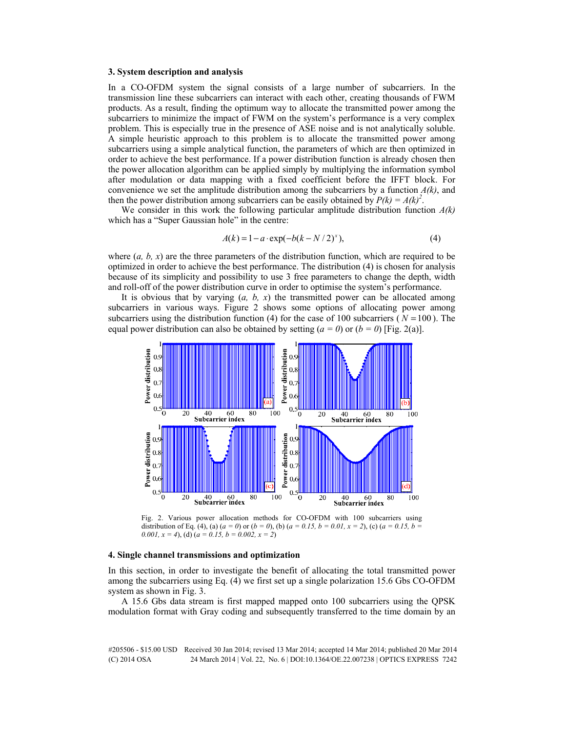### 3. System description and analysis

In a CO-OFDM system the signal consists of a large number of subcarriers. In the transmission line these subcarriers can interact with each other, creating thousands of FWM products. As a result, finding the optimum way to allocate the transmitted power among the subcarriers to minimize the impact of FWM on the system's performance is a very complex problem. This is especially true in the presence of ASE noise and is not analytically soluble. A simple heuristic approach to this problem is to allocate the transmitted power among subcarriers using a simple analytical function, the parameters of which are then optimized in order to achieve the best performance. If a power distribution function is already chosen then the power allocation algorithm can be applied simply by multiplying the information symbol after modulation or data mapping with a fixed coefficient before the IFFT block. For convenience we set the amplitude distribution among the subcarriers by a function $A(k)$, and then the power distribution among subcarriers can be easily obtained by $P(k) = A(k)^2$.

We consider in this work the following particular amplitude distribution function $A(k)$ which has a "Super Gaussian hole" in the centre:

$$A(k) = 1 - a \cdot \exp(-b(k - N/2)^x), \tag{4}$$

where $(a, b, x)$ are the three parameters of the distribution function, which are required to be optimized in order to achieve the best performance. The distribution (4) is chosen for analysis because of its simplicity and possibility to use 3 free parameters to change the depth, width and roll-off of the power distribution curve in order to optimise the system's performance.

It is obvious that by varying $(a, b, x)$ the transmitted power can be allocated among subcarriers in various ways. Figure 2 shows some options of allocating power among subcarriers using the distribution function (4) for the case of 100 subcarriers ( $N = 100$ ). The equal power distribution can also be obtained by setting $(a = 0)$ or $(b = 0)$ [Fig. 2(a)].

Fig. 2. Various power allocation methods for CO-OFDM with 100 subcarriers using distribution of Eq. (4), (a) $(a = 0)$ or $(b = 0)$, (b) $(a = 0.15, b = 0.01, x = 2)$, (c) $(a = 0.15, b = 0.001, x = 4)$, (d) $(a = 0.15, b = 0.002, x = 2)$

### 4. Single channel transmissions and optimization

In this section, in order to investigate the benefit of allocating the total transmitted power among the subcarriers using Eq. (4) we first set up a single polarization 15.6 Gbs CO-OFDM system as shown in Fig. 3.

A 15.6 Gbs data stream is first mapped mapped onto 100 subcarriers using the QPSK modulation format with Gray coding and subsequently transferred to the time domain by an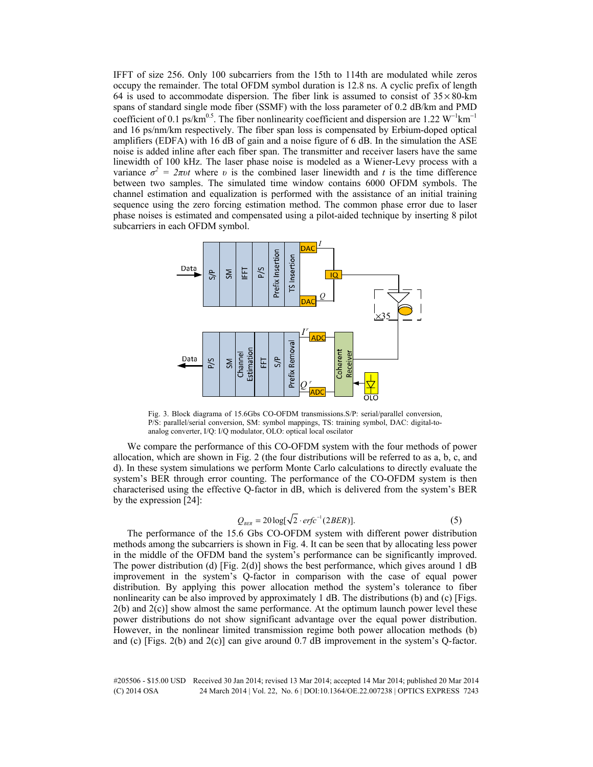IFFT of size 256. Only 100 subcarriers from the 15th to 114th are modulated while zeros occupy the remainder. The total OFDM symbol duration is 12.8 ns. A cyclic prefix of length 64 is used to accommodate dispersion. The fiber link is assumed to consist of $35 \times 80$-km spans of standard single mode fiber (SSMF) with the loss parameter of 0.2 dB/km and PMD coefficient of 0.1 ps/km$^{0.5}$. The fiber nonlinearity coefficient and dispersion are 1.22 W$^{-1}$km$^{-1}$ and 16 ps/nm/km respectively. The fiber span loss is compensated by Erbium-doped optical amplifiers (EDFA) with 16 dB of gain and a noise figure of 6 dB. In the simulation the ASE noise is added inline after each fiber span. The transmitter and receiver lasers have the same linewidth of 100 kHz. The laser phase noise is modeled as a Wiener-Levy process with a variance $\sigma^2 = 2\pi \upsilon t$ where $\upsilon$ is the combined laser linewidth and $t$ is the time difference between two samples. The simulated time window contains 6000 OFDM symbols. The channel estimation and equalization is performed with the assistance of an initial training sequence using the zero forcing estimation method. The common phase error due to laser phase noises is estimated and compensated using a pilot-aided technique by inserting 8 pilot subcarriers in each OFDM symbol.

Fig. 3. Block diagrama of 15.6Gbs CO-OFDM transmissions.S/P: serial/parallel conversion, P/S: parallel/serial conversion, SM: symbol mappings, TS: training symbol, DAC: digital-to-analog converter, I/Q: I/Q modulator, OLO: optical local oscilator

We compare the performance of this CO-OFDM system with the four methods of power allocation, which are shown in Fig. 2 (the four distributions will be referred to as a, b, c, and d). In these system simulations we perform Monte Carlo calculations to directly evaluate the system's BER through error counting. The performance of the CO-OFDM system is then characterised using the effective Q-factor in dB, which is delivered from the system's BER by the expression [24]:

$$Q_{BER} = 20\log[\sqrt{2} \cdot erfc^{-1}(2BER)]. \tag{5}$$

The performance of the 15.6 Gbs CO-OFDM system with different power distribution methods among the subcarriers is shown in Fig. 4. It can be seen that by allocating less power in the middle of the OFDM band the system's performance can be significantly improved. The power distribution (d) [Fig. 2(d)] shows the best performance, which gives around 1 dB improvement in the system's Q-factor in comparison with the case of equal power distribution. By applying this power allocation method the system's tolerance to fiber nonlinearity can be also improved by approximately 1 dB. The distributions (b) and (c) [Figs. 2(b) and 2(c)] show almost the same performance. At the optimum launch power level these power distributions do not show significant advantage over the equal power distribution. However, in the nonlinear limited transmission regime both power allocation methods (b) and (c) [Figs. 2(b) and 2(c)] can give around 0.7 dB improvement in the system's Q-factor.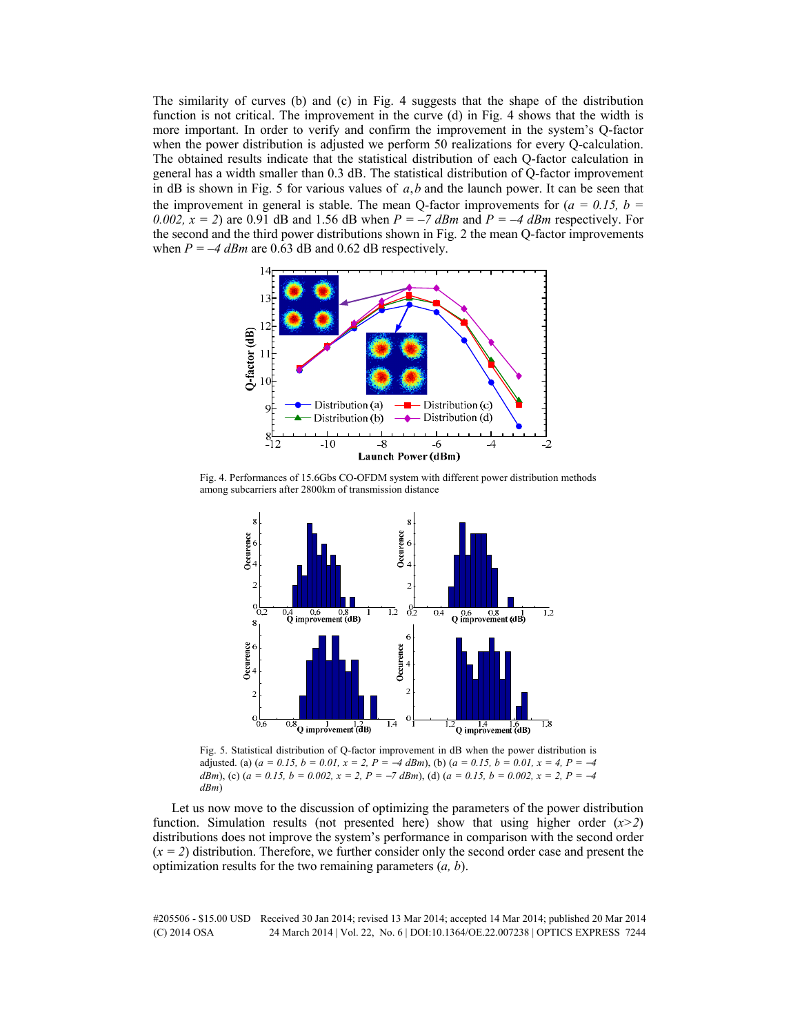The similarity of curves (b) and (c) in Fig. 4 suggests that the shape of the distribution function is not critical. The improvement in the curve (d) in Fig. 4 shows that the width is more important. In order to verify and confirm the improvement in the system's Q-factor when the power distribution is adjusted we perform 50 realizations for every Q-calculation. The obtained results indicate that the statistical distribution of each Q-factor calculation in general has a width smaller than 0.3 dB. The statistical distribution of Q-factor improvement in dB is shown in Fig. 5 for various values of $a, b$ and the launch power. It can be seen that the improvement in general is stable. The mean Q-factor improvements for ($a = 0.15$, $b = 0.002$, $x = 2$) are 0.91 dB and 1.56 dB when $P = -7$ *dBm* and $P = -4$ *dBm* respectively. For the second and the third power distributions shown in Fig. 2 the mean Q-factor improvements when $P = -4$ *dBm* are 0.63 dB and 0.62 dB respectively.

Fig. 4. Performances of 15.6Gbs CO-OFDM system with different power distribution methods among subcarriers after 2800km of transmission distance

Fig. 5. Statistical distribution of Q-factor improvement in dB when the power distribution is adjusted. (a) ($a = 0.15$, $b = 0.01$, $x = 2$, $P = -4$ *dBm*), (b) ($a = 0.15$, $b = 0.01$, $x = 4$, $P = -4$ *dBm*), (c) ($a = 0.15$, $b = 0.002$, $x = 2$, $P = -7$ *dBm*), (d) ($a = 0.15$, $b = 0.002$, $x = 2$, $P = -4$ *dBm*)

Let us now move to the discussion of optimizing the parameters of the power distribution function. Simulation results (not presented here) show that using higher order ($x>2$) distributions does not improve the system's performance in comparison with the second order ($x = 2$) distribution. Therefore, we further consider only the second order case and present the optimization results for the two remaining parameters ($a$, $b$).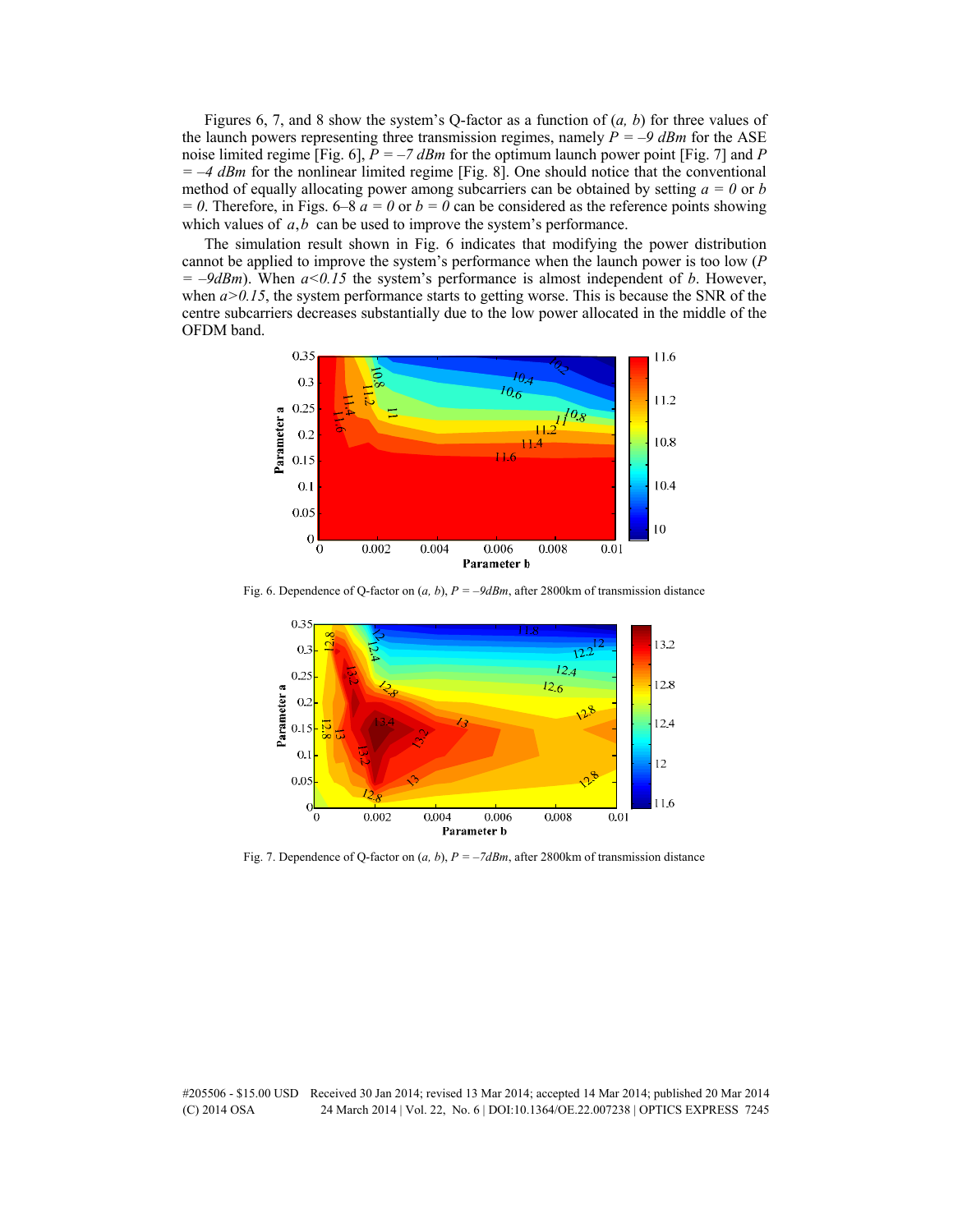Figures 6, 7, and 8 show the system's Q-factor as a function of (*a, b*) for three values of the launch powers representing three transmission regimes, namely $P = -9$ *dBm* for the ASE noise limited regime [Fig. 6], $P = -7$ *dBm* for the optimum launch power point [Fig. 7] and $P = -4$ *dBm* for the nonlinear limited regime [Fig. 8]. One should notice that the conventional method of equally allocating power among subcarriers can be obtained by setting $a = 0$ or $b = 0$. Therefore, in Figs. 6–8 $a = 0$ or $b = 0$ can be considered as the reference points showing which values of $a, b$ can be used to improve the system's performance.

The simulation result shown in Fig. 6 indicates that modifying the power distribution cannot be applied to improve the system's performance when the launch power is too low ($P = -9dBm$). When $a<0.15$ the system's performance is almost independent of *b*. However, when $a>0.15$, the system performance starts to getting worse. This is because the SNR of the centre subcarriers decreases substantially due to the low power allocated in the middle of the OFDM band.

Fig. 6. Dependence of Q-factor on (*a, b*), $P = -9dBm$, after 2800km of transmission distance

Fig. 7. Dependence of Q-factor on (*a, b*), $P = -7dBm$, after 2800km of transmission distance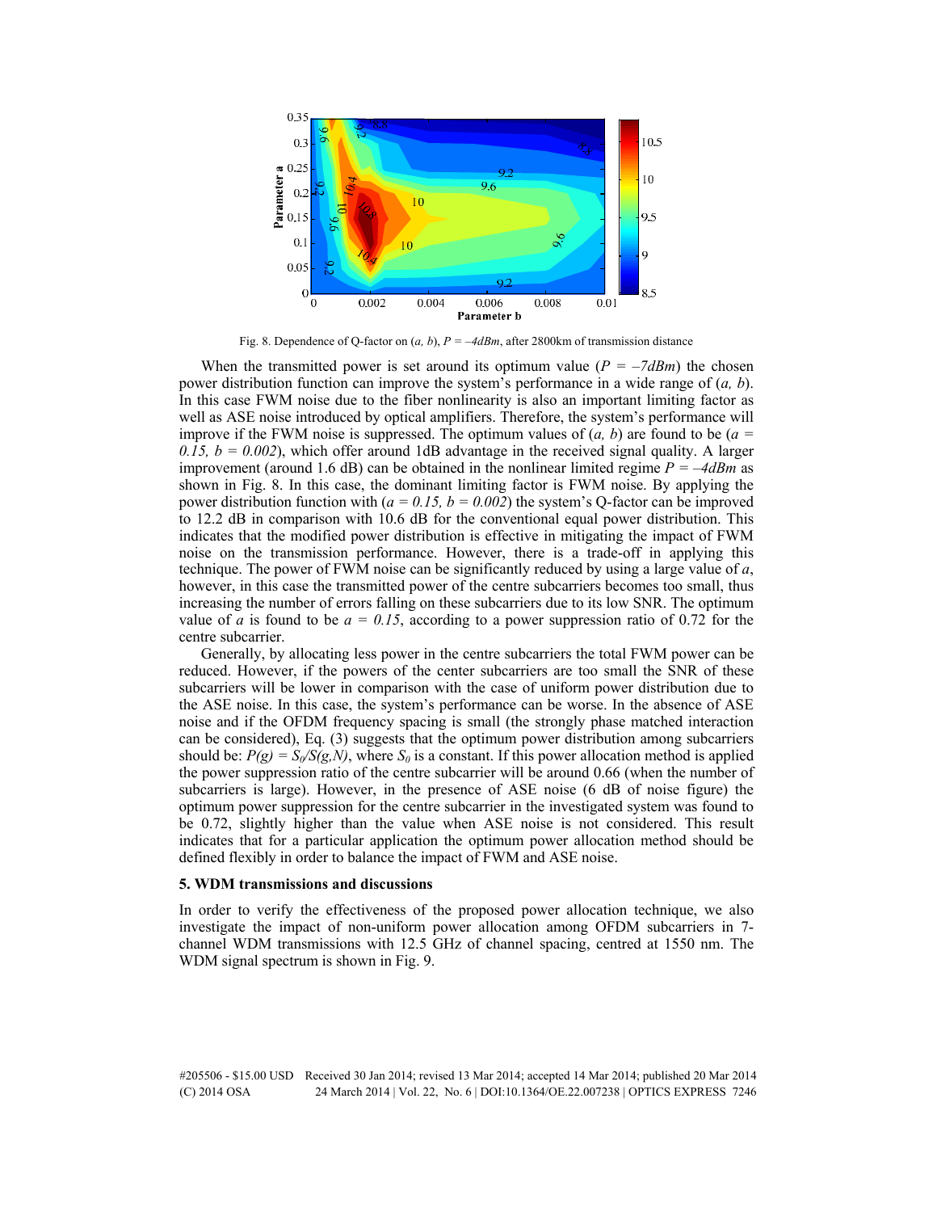Fig. 8. Dependence of Q-factor on $(a, b)$, $P = -4dBm$, after 2800km of transmission distance

When the transmitted power is set around its optimum value ($P = -7dBm$) the chosen power distribution function can improve the system's performance in a wide range of $(a, b)$. In this case FWM noise due to the fiber nonlinearity is also an important limiting factor as well as ASE noise introduced by optical amplifiers. Therefore, the system's performance will improve if the FWM noise is suppressed. The optimum values of $(a, b)$ are found to be ($a = 0.15$, $b = 0.002$), which offer around 1dB advantage in the received signal quality. A larger improvement (around 1.6 dB) can be obtained in the nonlinear limited regime $P = -4dBm$ as shown in Fig. 8. In this case, the dominant limiting factor is FWM noise. By applying the power distribution function with ($a = 0.15$, $b = 0.002$) the system's Q-factor can be improved to 12.2 dB in comparison with 10.6 dB for the conventional equal power distribution. This indicates that the modified power distribution is effective in mitigating the impact of FWM noise on the transmission performance. However, there is a trade-off in applying this technique. The power of FWM noise can be significantly reduced by using a large value of $a$, however, in this case the transmitted power of the centre subcarriers becomes too small, thus increasing the number of errors falling on these subcarriers due to its low SNR. The optimum value of $a$ is found to be $a = 0.15$, according to a power suppression ratio of 0.72 for the centre subcarrier.

Generally, by allocating less power in the centre subcarriers the total FWM power can be reduced. However, if the powers of the center subcarriers are too small the SNR of these subcarriers will be lower in comparison with the case of uniform power distribution due to the ASE noise. In this case, the system's performance can be worse. In the absence of ASE noise and if the OFDM frequency spacing is small (the strongly phase matched interaction can be considered), Eq. (3) suggests that the optimum power distribution among subcarriers should be: $P(g) = S_0/S(g,N)$, where $S_0$ is a constant. If this power allocation method is applied the power suppression ratio of the centre subcarrier will be around 0.66 (when the number of subcarriers is large). However, in the presence of ASE noise (6 dB of noise figure) the optimum power suppression for the centre subcarrier in the investigated system was found to be 0.72, slightly higher than the value when ASE noise is not considered. This result indicates that for a particular application the optimum power allocation method should be defined flexibly in order to balance the impact of FWM and ASE noise.

## 5. WDM transmissions and discussions

In order to verify the effectiveness of the proposed power allocation technique, we also investigate the impact of non-uniform power allocation among OFDM subcarriers in 7-channel WDM transmissions with 12.5 GHz of channel spacing, centred at 1550 nm. The WDM signal spectrum is shown in Fig. 9.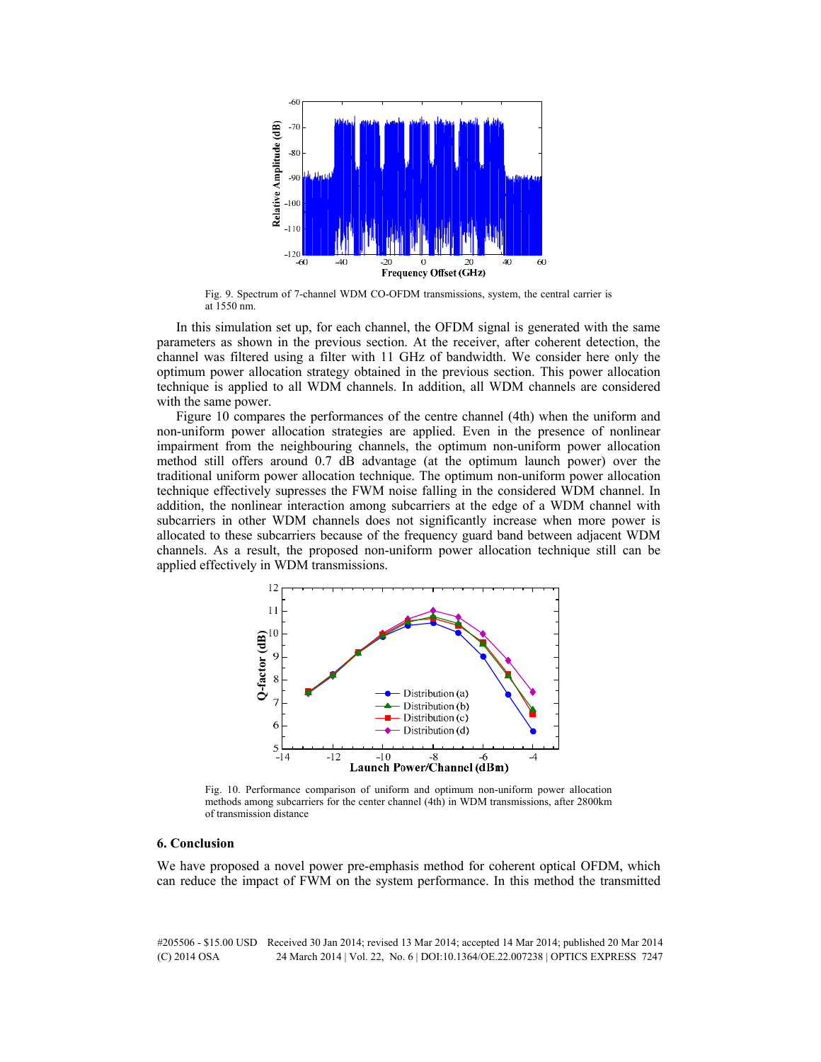Fig. 9. Spectrum of 7-channel WDM CO-OFDM transmissions, system, the central carrier is at 1550 nm.

In this simulation set up, for each channel, the OFDM signal is generated with the same parameters as shown in the previous section. At the receiver, after coherent detection, the channel was filtered using a filter with 11 GHz of bandwidth. We consider here only the optimum power allocation strategy obtained in the previous section. This power allocation technique is applied to all WDM channels. In addition, all WDM channels are considered with the same power.

Figure 10 compares the performances of the centre channel (4th) when the uniform and non-uniform power allocation strategies are applied. Even in the presence of nonlinear impairment from the neighbouring channels, the optimum non-uniform power allocation method still offers around 0.7 dB advantage (at the optimum launch power) over the traditional uniform power allocation technique. The optimum non-uniform power allocation technique effectively supresses the FWM noise falling in the considered WDM channel. In addition, the nonlinear interaction among subcarriers at the edge of a WDM channel with subcarriers in other WDM channels does not significantly increase when more power is allocated to these subcarriers because of the frequency guard band between adjacent WDM channels. As a result, the proposed non-uniform power allocation technique still can be applied effectively in WDM transmissions.

Fig. 10. Performance comparison of uniform and optimum non-uniform power allocation methods among subcarriers for the center channel (4th) in WDM transmissions, after 2800km of transmission distance

## 6. Conclusion

We have proposed a novel power pre-emphasis method for coherent optical OFDM, which can reduce the impact of FWM on the system performance. In this method the transmitted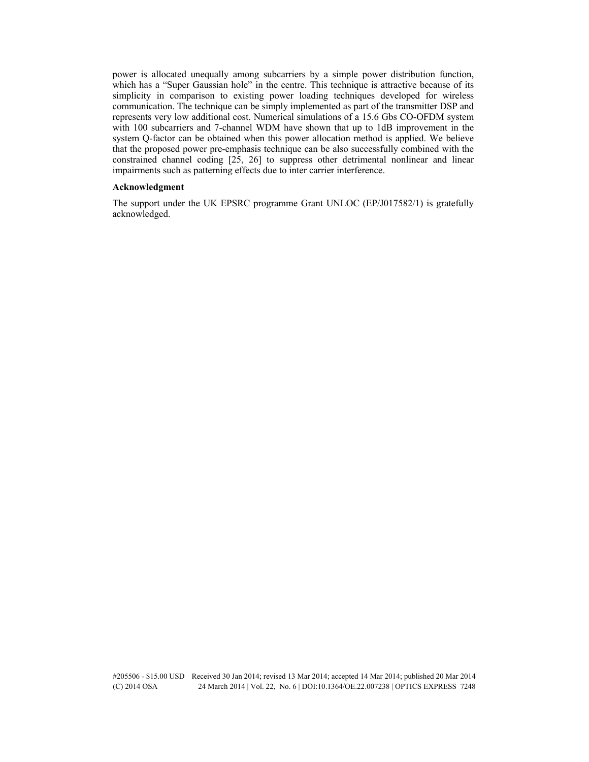power is allocated unequally among subcarriers by a simple power distribution function, which has a "Super Gaussian hole" in the centre. This technique is attractive because of its simplicity in comparison to existing power loading techniques developed for wireless communication. The technique can be simply implemented as part of the transmitter DSP and represents very low additional cost. Numerical simulations of a 15.6 Gbs CO-OFDM system with 100 subcarriers and 7-channel WDM have shown that up to 1dB improvement in the system Q-factor can be obtained when this power allocation method is applied. We believe that the proposed power pre-emphasis technique can be also successfully combined with the constrained channel coding [25, 26] to suppress other detrimental nonlinear and linear impairments such as patterning effects due to inter carrier interference.

**Acknowledgment**

The support under the UK EPSRC programme Grant UNLOC (EP/J017582/1) is gratefully acknowledged.